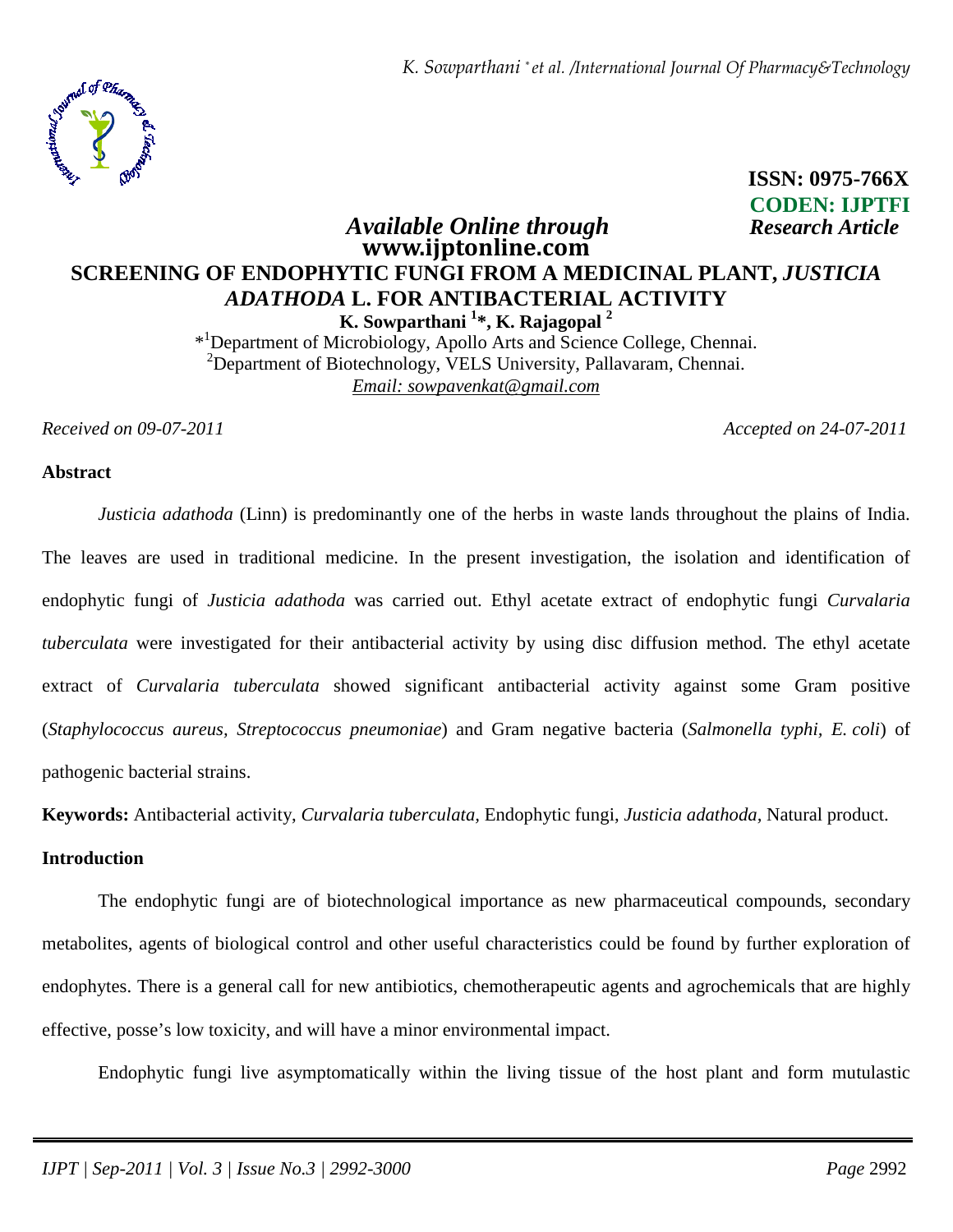ISSN: 0975-766X
CODEN: IJPTFI

*Available Online through* **www.ijptonline.com**

*Research Article*

# SCREENING OF ENDOPHYTIC FUNGI FROM A MEDICINAL PLANT, *JUSTICIA ADATHODA* L. FOR ANTIBACTERIAL ACTIVITY

**K. Sowparthani [1]*, K. Rajagopal [2]**

*[1]Department of Microbiology, Apollo Arts and Science College, Chennai.

[2]Department of Biotechnology, VELS University, Pallavaram, Chennai.

*Email: sowpavenkat@gmail.com*

*Received on 09-07-2011* *Accepted on 24-07-2011*

## Abstract

*Justicia adathoda* (Linn) is predominantly one of the herbs in waste lands throughout the plains of India. The leaves are used in traditional medicine. In the present investigation, the isolation and identification of endophytic fungi of *Justicia adathoda* was carried out. Ethyl acetate extract of endophytic fungi *Curvalaria tuberculata* were investigated for their antibacterial activity by using disc diffusion method. The ethyl acetate extract of *Curvalaria tuberculata* showed significant antibacterial activity against some Gram positive (*Staphylococcus aureus, Streptococcus pneumoniae*) and Gram negative bacteria (*Salmonella typhi, E. coli*) of pathogenic bacterial strains.

**Keywords:** Antibacterial activity, *Curvalaria tuberculata,* Endophytic fungi, *Justicia adathoda,* Natural product.

## Introduction

The endophytic fungi are of biotechnological importance as new pharmaceutical compounds, secondary metabolites, agents of biological control and other useful characteristics could be found by further exploration of endophytes. There is a general call for new antibiotics, chemotherapeutic agents and agrochemicals that are highly effective, posse's low toxicity, and will have a minor environmental impact.

Endophytic fungi live asymptomatically within the living tissue of the host plant and form mutulastic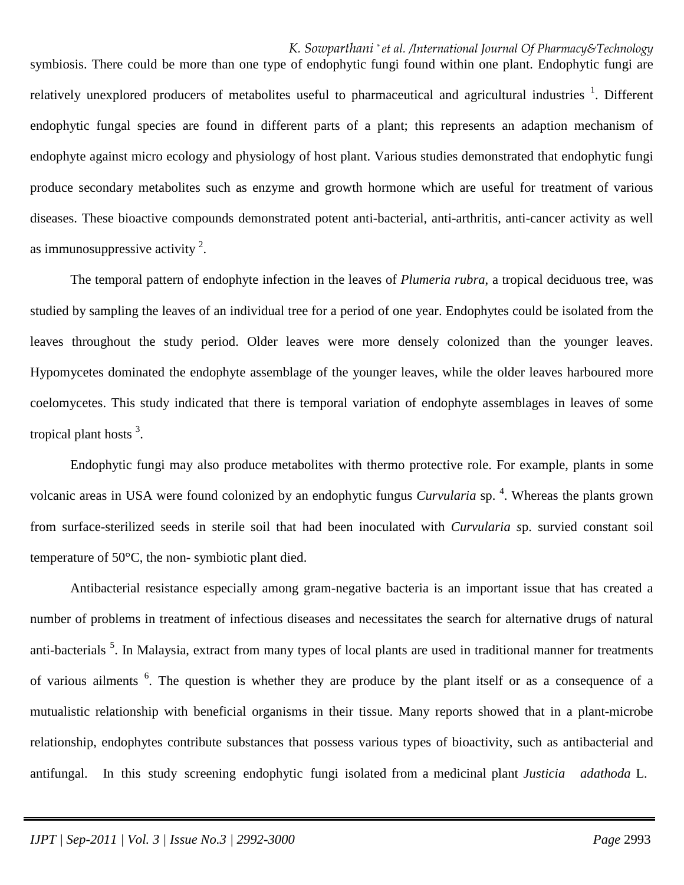symbiosis. There could be more than one type of endophytic fungi found within one plant. Endophytic fungi are relatively unexplored producers of metabolites useful to pharmaceutical and agricultural industries [1]. Different endophytic fungal species are found in different parts of a plant; this represents an adaption mechanism of endophyte against micro ecology and physiology of host plant. Various studies demonstrated that endophytic fungi produce secondary metabolites such as enzyme and growth hormone which are useful for treatment of various diseases. These bioactive compounds demonstrated potent anti-bacterial, anti-arthritis, anti-cancer activity as well as immunosuppressive activity [2].

The temporal pattern of endophyte infection in the leaves of *Plumeria rubra*, a tropical deciduous tree, was studied by sampling the leaves of an individual tree for a period of one year. Endophytes could be isolated from the leaves throughout the study period. Older leaves were more densely colonized than the younger leaves. Hypomycetes dominated the endophyte assemblage of the younger leaves, while the older leaves harboured more coelomycetes. This study indicated that there is temporal variation of endophyte assemblages in leaves of some tropical plant hosts [3].

Endophytic fungi may also produce metabolites with thermo protective role. For example, plants in some volcanic areas in USA were found colonized by an endophytic fungus *Curvularia* sp. [4]. Whereas the plants grown from surface-sterilized seeds in sterile soil that had been inoculated with *Curvularia s*p. survied constant soil temperature of 50°C, the non- symbiotic plant died.

Antibacterial resistance especially among gram-negative bacteria is an important issue that has created a number of problems in treatment of infectious diseases and necessitates the search for alternative drugs of natural anti-bacterials [5]. In Malaysia, extract from many types of local plants are used in traditional manner for treatments of various ailments [6]. The question is whether they are produce by the plant itself or as a consequence of a mutualistic relationship with beneficial organisms in their tissue. Many reports showed that in a plant-microbe relationship, endophytes contribute substances that possess various types of bioactivity, such as antibacterial and antifungal. In this study screening endophytic fungi isolated from a medicinal plant *Justicia adathoda* L.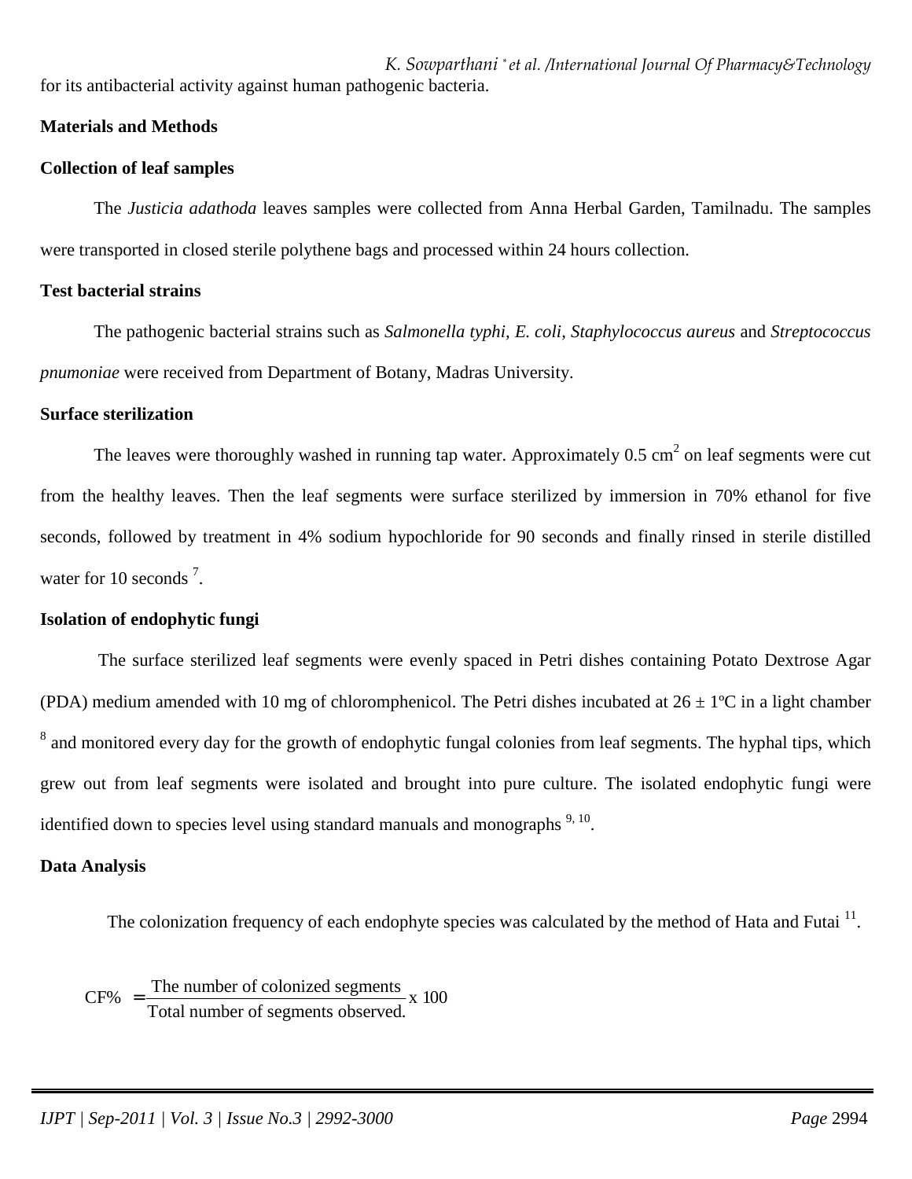for its antibacterial activity against human pathogenic bacteria.

## Materials and Methods

### Collection of leaf samples

The *Justicia adathoda* leaves samples were collected from Anna Herbal Garden, Tamilnadu. The samples were transported in closed sterile polythene bags and processed within 24 hours collection.

### Test bacterial strains

The pathogenic bacterial strains such as *Salmonella typhi, E. coli, Staphylococcus aureus* and *Streptococcus pnumoniae* were received from Department of Botany, Madras University.

### Surface sterilization

The leaves were thoroughly washed in running tap water. Approximately 0.5 $cm^2$ on leaf segments were cut from the healthy leaves. Then the leaf segments were surface sterilized by immersion in 70% ethanol for five seconds, followed by treatment in 4% sodium hypochloride for 90 seconds and finally rinsed in sterile distilled water for 10 seconds [7].

### Isolation of endophytic fungi

The surface sterilized leaf segments were evenly spaced in Petri dishes containing Potato Dextrose Agar (PDA) medium amended with 10 mg of chloromphenicol. The Petri dishes incubated at $26 \pm 1$ºC in a light chamber [8] and monitored every day for the growth of endophytic fungal colonies from leaf segments. The hyphal tips, which grew out from leaf segments were isolated and brought into pure culture. The isolated endophytic fungi were identified down to species level using standard manuals and monographs [9, 10].

### Data Analysis

The colonization frequency of each endophyte species was calculated by the method of Hata and Futai [11].

$$\text{CF\%} = \frac{\text{The number of colonized segments}}{\text{Total number of segments observed.}} \times 100$$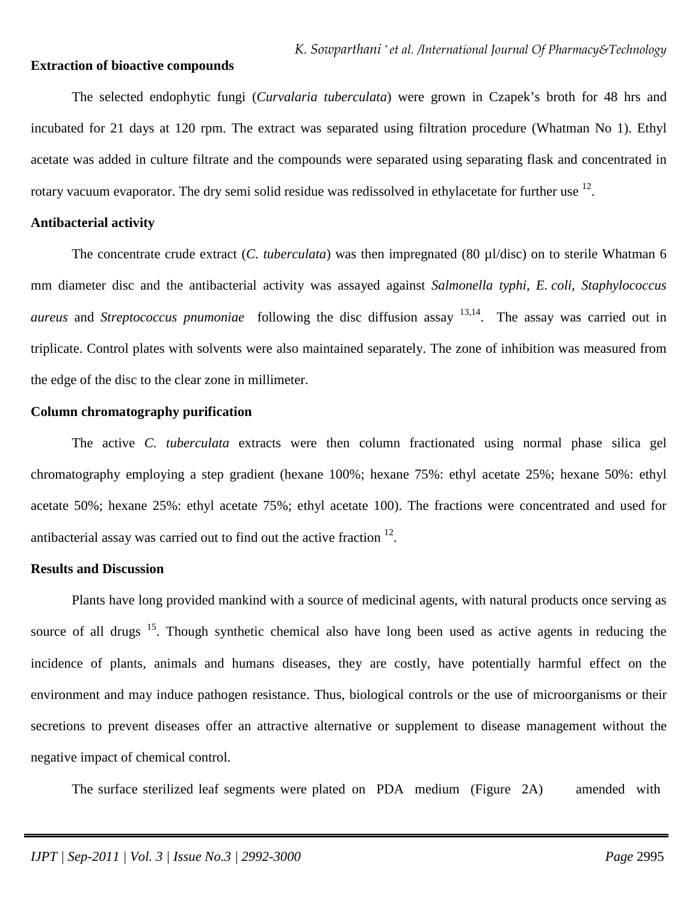### Extraction of bioactive compounds

The selected endophytic fungi (*Curvalaria tuberculata*) were grown in Czapek's broth for 48 hrs and incubated for 21 days at 120 rpm. The extract was separated using filtration procedure (Whatman No 1). Ethyl acetate was added in culture filtrate and the compounds were separated using separating flask and concentrated in rotary vacuum evaporator. The dry semi solid residue was redissolved in ethylacetate for further use [12].

### Antibacterial activity

The concentrate crude extract (*C. tuberculata*) was then impregnated (80 µl/disc) on to sterile Whatman 6 mm diameter disc and the antibacterial activity was assayed against *Salmonella typhi, E. coli, Staphylococcus aureus* and *Streptococcus pnumoniae* following the disc diffusion assay [13,14]. The assay was carried out in triplicate. Control plates with solvents were also maintained separately. The zone of inhibition was measured from the edge of the disc to the clear zone in millimeter.

### Column chromatography purification

The active *C. tuberculata* extracts were then column fractionated using normal phase silica gel chromatography employing a step gradient (hexane 100%; hexane 75%: ethyl acetate 25%; hexane 50%: ethyl acetate 50%; hexane 25%: ethyl acetate 75%; ethyl acetate 100). The fractions were concentrated and used for antibacterial assay was carried out to find out the active fraction [12].

### Results and Discussion

Plants have long provided mankind with a source of medicinal agents, with natural products once serving as source of all drugs [15]. Though synthetic chemical also have long been used as active agents in reducing the incidence of plants, animals and humans diseases, they are costly, have potentially harmful effect on the environment and may induce pathogen resistance. Thus, biological controls or the use of microorganisms or their secretions to prevent diseases offer an attractive alternative or supplement to disease management without the negative impact of chemical control.

The surface sterilized leaf segments were plated on PDA medium (Figure 2A) amended with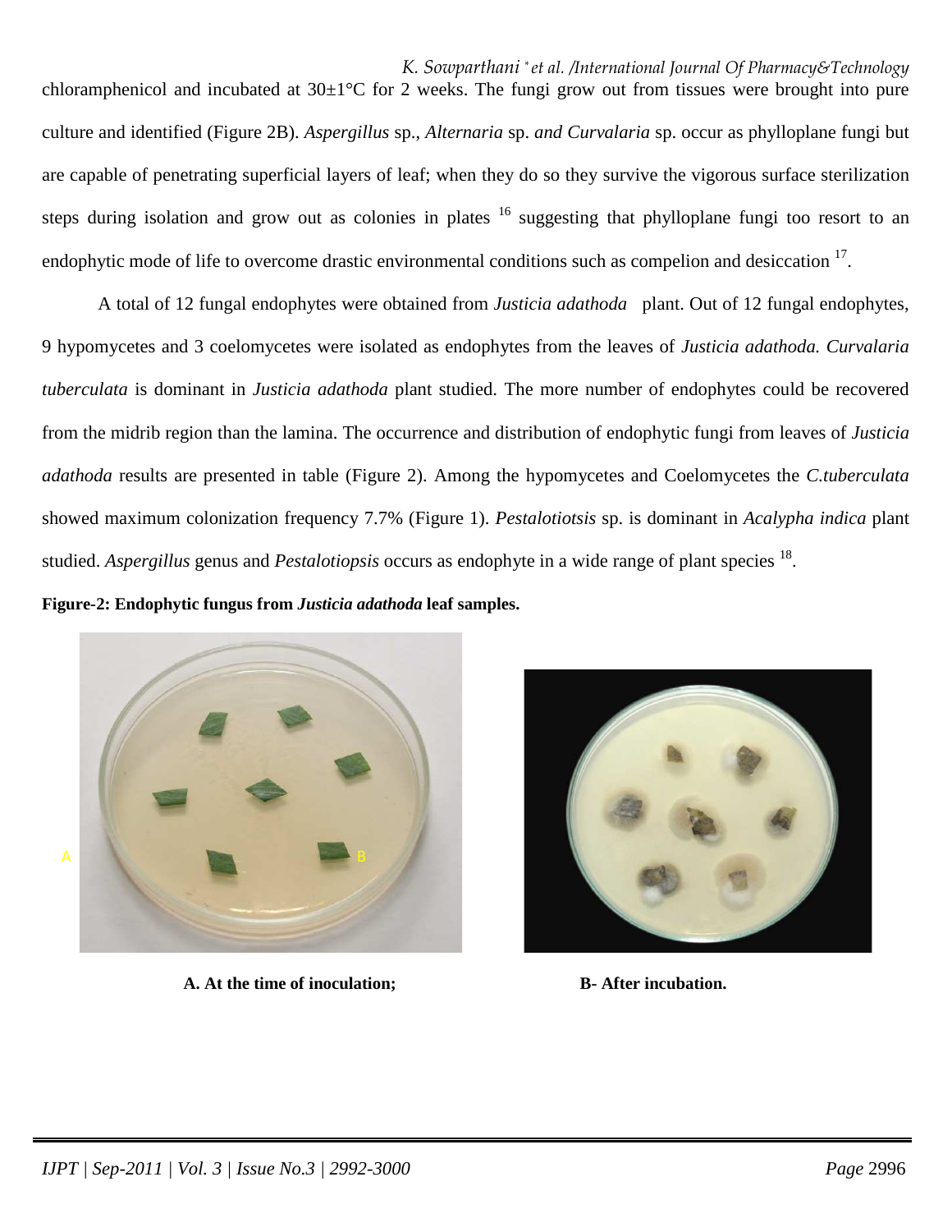chloramphenicol and incubated at 30±1°C for 2 weeks. The fungi grow out from tissues were brought into pure culture and identified (Figure 2B). *Aspergillus* sp., *Alternaria* sp. *and Curvalaria* sp. occur as phylloplane fungi but are capable of penetrating superficial layers of leaf; when they do so they survive the vigorous surface sterilization steps during isolation and grow out as colonies in plates [16] suggesting that phylloplane fungi too resort to an endophytic mode of life to overcome drastic environmental conditions such as compelion and desiccation [17].

A total of 12 fungal endophytes were obtained from *Justicia adathoda* plant. Out of 12 fungal endophytes, 9 hypomycetes and 3 coelomycetes were isolated as endophytes from the leaves of *Justicia adathoda. Curvalaria tuberculata* is dominant in *Justicia adathoda* plant studied. The more number of endophytes could be recovered from the midrib region than the lamina. The occurrence and distribution of endophytic fungi from leaves of *Justicia adathoda* results are presented in table (Figure 2). Among the hypomycetes and Coelomycetes the *C.tuberculata* showed maximum colonization frequency 7.7% (Figure 1). *Pestalotiotsis* sp. is dominant in *Acalypha indica* plant studied. *Aspergillus* genus and *Pestalotiopsis* occurs as endophyte in a wide range of plant species [18].

**Figure-2: Endophytic fungus from *Justicia adathoda* leaf samples.**

**A. At the time of inoculation;** **B- After incubation.**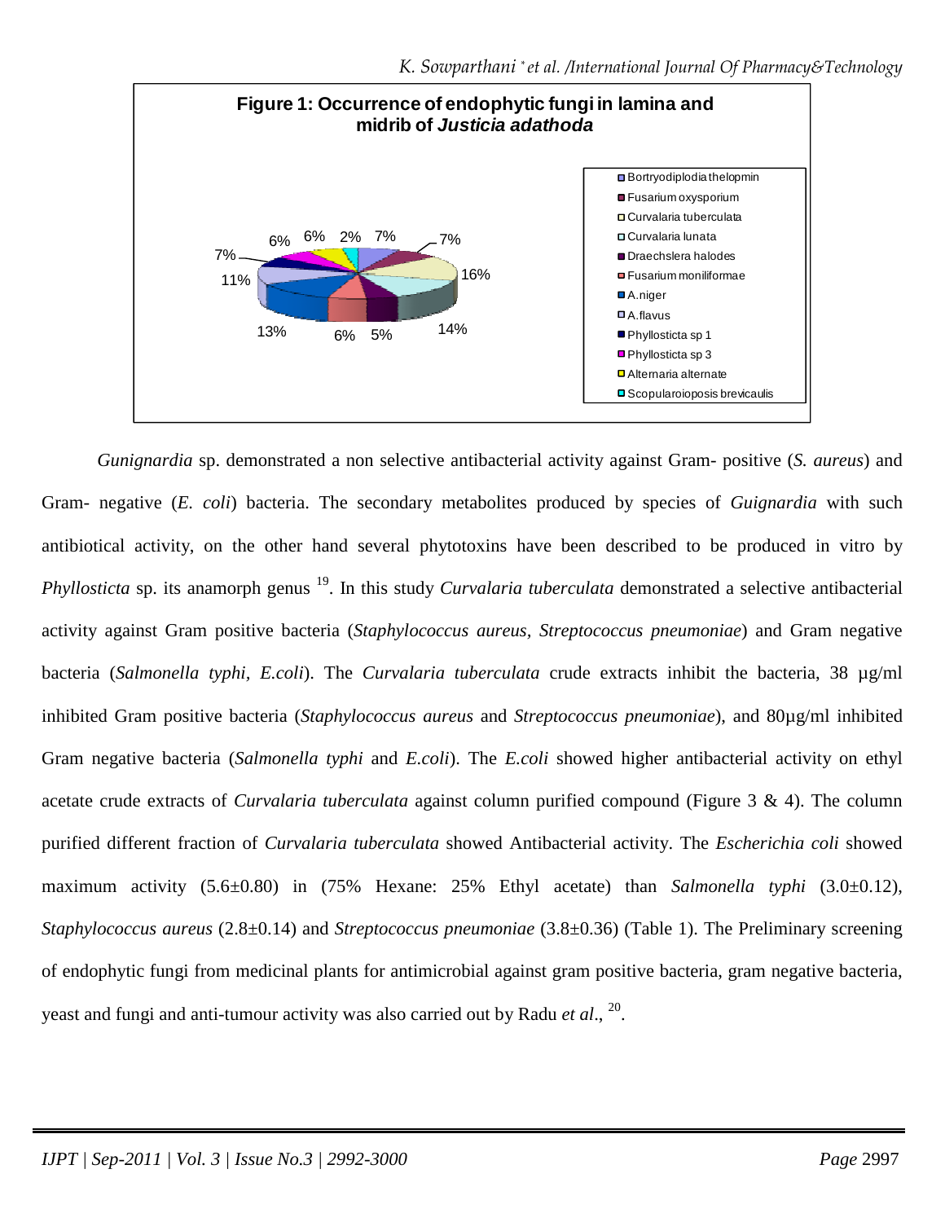**Figure 1: Occurrence of endophytic fungi in lamina and midrib of *Justicia adathoda***

*Gunignardia* sp. demonstrated a non selective antibacterial activity against Gram- positive (*S. aureus*) and Gram- negative (*E. coli*) bacteria. The secondary metabolites produced by species of *Guignardia* with such antibiotical activity, on the other hand several phytotoxins have been described to be produced in vitro by *Phyllosticta* sp. its anamorph genus [19]. In this study *Curvalaria tuberculata* demonstrated a selective antibacterial activity against Gram positive bacteria (*Staphylococcus aureus*, *Streptococcus pneumoniae*) and Gram negative bacteria (*Salmonella typhi*, *E.coli*). The *Curvalaria tuberculata* crude extracts inhibit the bacteria, 38 µg/ml inhibited Gram positive bacteria (*Staphylococcus aureus* and *Streptococcus pneumoniae*), and 80µg/ml inhibited Gram negative bacteria (*Salmonella typhi* and *E.coli*). The *E.coli* showed higher antibacterial activity on ethyl acetate crude extracts of *Curvalaria tuberculata* against column purified compound (Figure 3 & 4). The column purified different fraction of *Curvalaria tuberculata* showed Antibacterial activity. The *Escherichia coli* showed maximum activity (5.6±0.80) in (75% Hexane: 25% Ethyl acetate) than *Salmonella typhi* (3.0±0.12), *Staphylococcus aureus* (2.8±0.14) and *Streptococcus pneumoniae* (3.8±0.36) (Table 1). The Preliminary screening of endophytic fungi from medicinal plants for antimicrobial against gram positive bacteria, gram negative bacteria, yeast and fungi and anti-tumour activity was also carried out by Radu *et al.*, [20].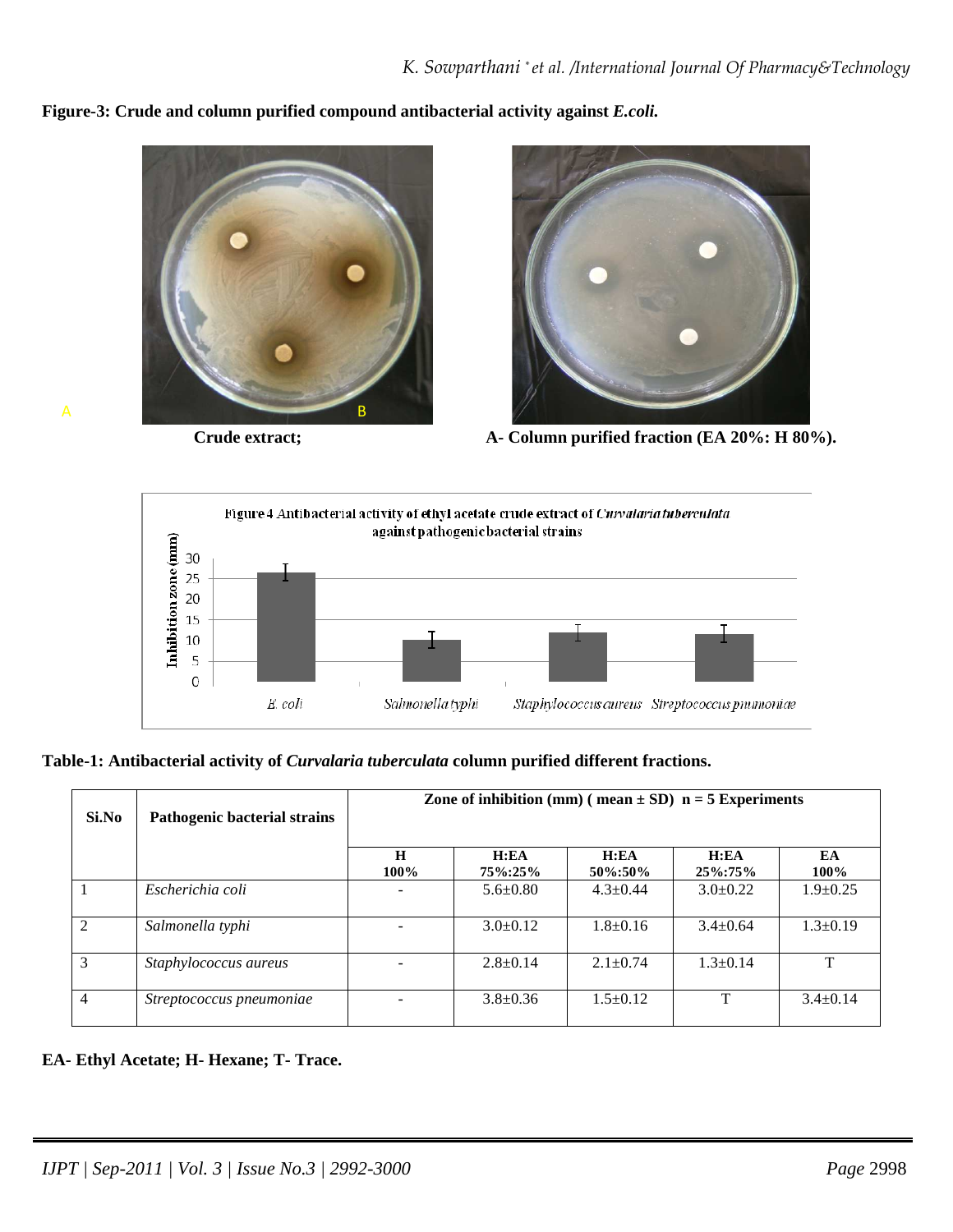**Figure-3: Crude and column purified compound antibacterial activity against *E.coli.***

Crude extract; A- Column purified fraction (EA 20%: H 80%).

Figure 4 Antibacterial activity of ethyl acetate crude extract of *Curvalaria tuberculata* against pathogenic bacterial strains

**Table-1: Antibacterial activity of *Curvalaria tuberculata* column purified different fractions.**

| Si.No | Pathogenic bacterial strains | Zone of inhibition (mm) ( mean ± SD) n = 5 Experiments | | | | |
|---|---|---|---|---|---|---|
| | | H 100% | H:EA 75%:25% | H:EA 50%:50% | H:EA 25%:75% | EA 100% |
| 1 | *Escherichia coli* | - | 5.6±0.80 | 4.3±0.44 | 3.0±0.22 | 1.9±0.25 |
| 2 | *Salmonella typhi* | - | 3.0±0.12 | 1.8±0.16 | 3.4±0.64 | 1.3±0.19 |
| 3 | *Staphylococcus aureus* | - | 2.8±0.14 | 2.1±0.74 | 1.3±0.14 | T |
| 4 | *Streptococcus pneumoniae* | - | 3.8±0.36 | 1.5±0.12 | T | 3.4±0.14 |

**EA- Ethyl Acetate; H- Hexane; T- Trace.**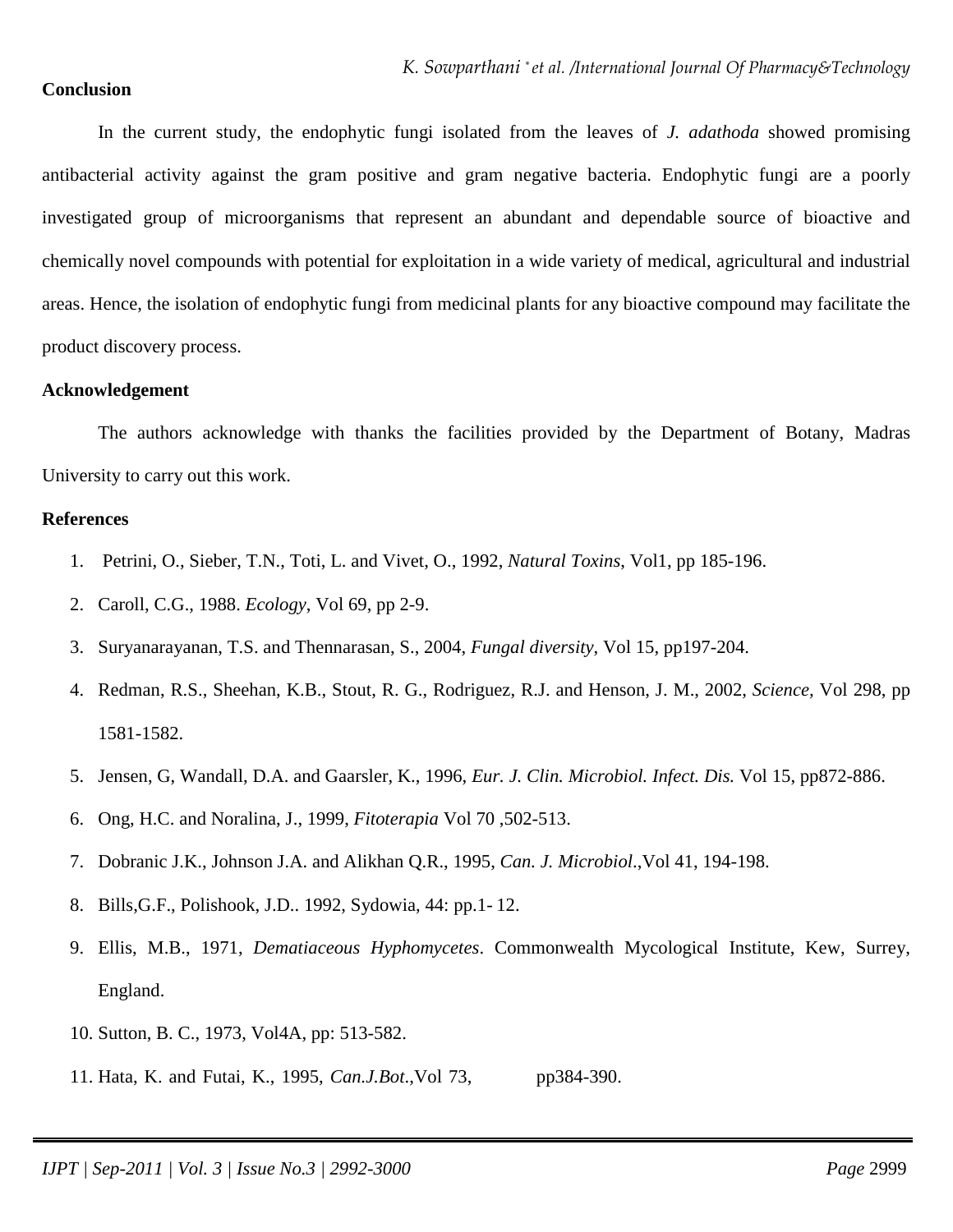## Conclusion

In the current study, the endophytic fungi isolated from the leaves of *J. adathoda* showed promising antibacterial activity against the gram positive and gram negative bacteria. Endophytic fungi are a poorly investigated group of microorganisms that represent an abundant and dependable source of bioactive and chemically novel compounds with potential for exploitation in a wide variety of medical, agricultural and industrial areas. Hence, the isolation of endophytic fungi from medicinal plants for any bioactive compound may facilitate the product discovery process.

## Acknowledgement

The authors acknowledge with thanks the facilities provided by the Department of Botany, Madras University to carry out this work.

## References

1. Petrini, O., Sieber, T.N., Toti, L. and Vivet, O., 1992, *Natural Toxins,* Vol1, pp 185-196.
2. Caroll, C.G., 1988. *Ecology*, Vol 69, pp 2-9.
3. Suryanarayanan, T.S. and Thennarasan, S., 2004, *Fungal diversity*, Vol 15, pp197-204.
4. Redman, R.S., Sheehan, K.B., Stout, R. G., Rodriguez, R.J. and Henson, J. M., 2002, *Science,* Vol 298, pp 1581-1582.
5. Jensen, G, Wandall, D.A. and Gaarsler, K., 1996, *Eur. J. Clin. Microbiol. Infect. Dis.* Vol 15, pp872-886.
6. Ong, H.C. and Noralina, J., 1999, *Fitoterapia* Vol 70 ,502-513.
7. Dobranic J.K., Johnson J.A. and Alikhan Q.R., 1995, *Can. J. Microbiol*.,Vol 41, 194-198.
8. Bills,G.F., Polishook, J.D.. 1992, Sydowia, 44: pp.1- 12.
9. Ellis, M.B., 1971, *Dematiaceous Hyphomycetes*. Commonwealth Mycological Institute, Kew, Surrey, England.
10. Sutton, B. C., 1973, Vol4A, pp: 513-582.
11. Hata, K. and Futai, K., 1995, *Can.J.Bot*.,Vol 73, pp384-390.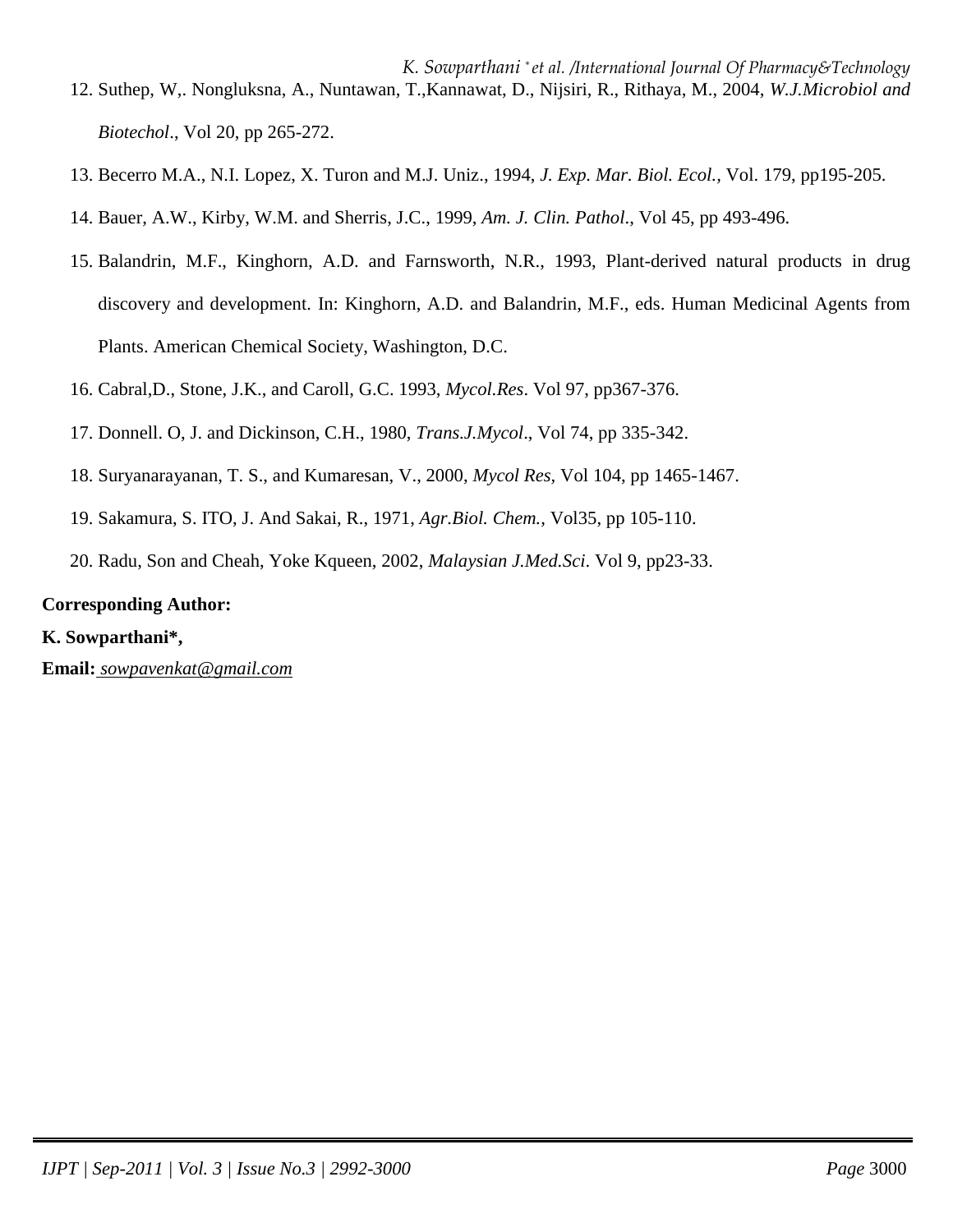12. Suthep, W,. Nongluksna, A., Nuntawan, T.,Kannawat, D., Nijsiri, R., Rithaya, M., 2004, *W.J.Microbiol and Biotechol*., Vol 20, pp 265-272.
13. Becerro M.A., N.I. Lopez, X. Turon and M.J. Uniz., 1994, *J. Exp. Mar. Biol. Ecol.,* Vol. 179, pp195-205.
14. Bauer, A.W., Kirby, W.M. and Sherris, J.C., 1999, *Am. J. Clin. Pathol*., Vol 45, pp 493-496.
15. Balandrin, M.F., Kinghorn, A.D. and Farnsworth, N.R., 1993, Plant-derived natural products in drug discovery and development. In: Kinghorn, A.D. and Balandrin, M.F., eds. Human Medicinal Agents from Plants. American Chemical Society, Washington, D.C.
16. Cabral,D., Stone, J.K., and Caroll, G.C. 1993, *Mycol.Res*. Vol 97, pp367-376.
17. Donnell. O, J. and Dickinson, C.H., 1980, *Trans.J.Mycol*., Vol 74, pp 335-342.
18. Suryanarayanan, T. S., and Kumaresan, V., 2000, *Mycol Res*, Vol 104, pp 1465-1467.
19. Sakamura, S. ITO, J. And Sakai, R., 1971, *Agr.Biol. Chem.,* Vol35, pp 105-110.
20. Radu, Son and Cheah, Yoke Kqueen, 2002, *Malaysian J.Med.Sci*. Vol 9, pp23-33.

**Corresponding Author:**

**K. Sowparthani*,**

**Email:** sowpavenkat@gmail.com